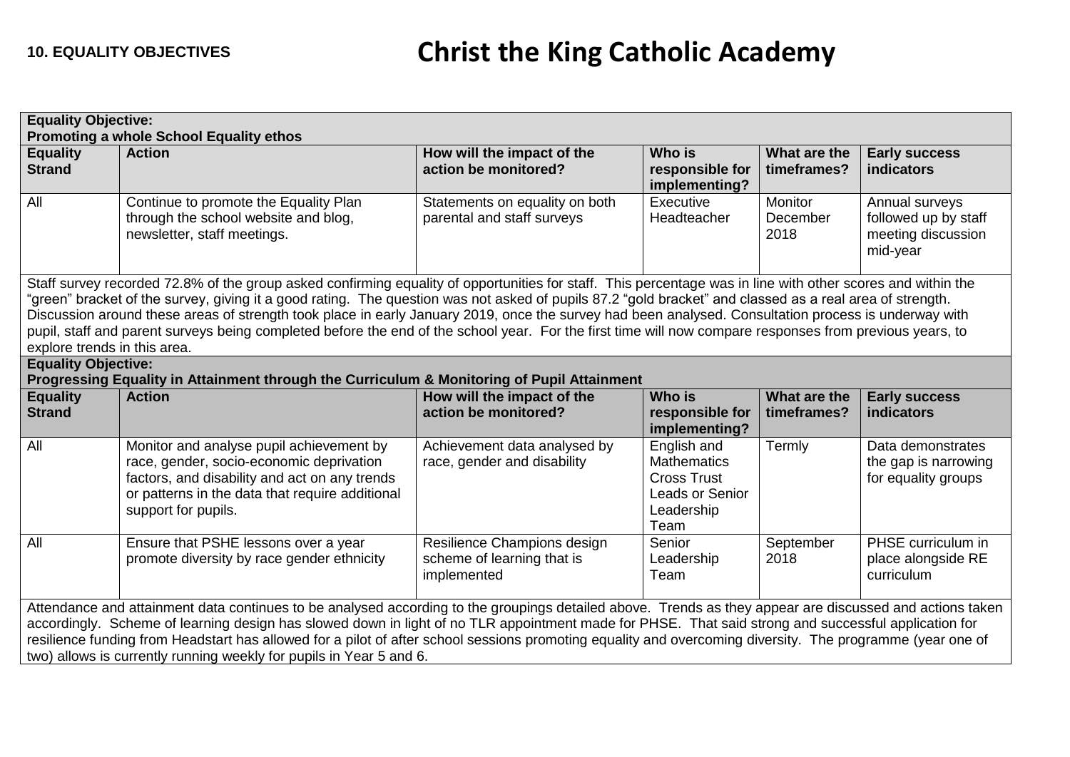# 10. EQUALITY OBJECTIVES

# Christ the King Catholic Academy

**Equality Objective:**
**Promoting a whole School Equality ethos**

| Equality Strand | Action | How will the impact of the action be monitored? | Who is responsible for implementing? | What are the timeframes? | Early success indicators |
|---|---|---|---|---|---|
| All | Continue to promote the Equality Plan through the school website and blog, newsletter, staff meetings. | Statements on equality on both parental and staff surveys | Executive Headteacher | Monitor December 2018 | Annual surveys followed up by staff meeting discussion mid-year |

Staff survey recorded 72.8% of the group asked confirming equality of opportunities for staff. This percentage was in line with other scores and within the "green" bracket of the survey, giving it a good rating. The question was not asked of pupils 87.2 "gold bracket" and classed as a real area of strength. Discussion around these areas of strength took place in early January 2019, once the survey had been analysed. Consultation process is underway with pupil, staff and parent surveys being completed before the end of the school year. For the first time will now compare responses from previous years, to explore trends in this area.

**Equality Objective:**
**Progressing Equality in Attainment through the Curriculum & Monitoring of Pupil Attainment**

| Equality Strand | Action | How will the impact of the action be monitored? | Who is responsible for implementing? | What are the timeframes? | Early success indicators |
|---|---|---|---|---|---|
| All | Monitor and analyse pupil achievement by race, gender, socio-economic deprivation factors, and disability and act on any trends or patterns in the data that require additional support for pupils. | Achievement data analysed by race, gender and disability | English and Mathematics Cross Trust Leads or Senior Leadership Team | Termly | Data demonstrates the gap is narrowing for equality groups |
| All | Ensure that PSHE lessons over a year promote diversity by race gender ethnicity | Resilience Champions design scheme of learning that is implemented | Senior Leadership Team | September 2018 | PHSE curriculum in place alongside RE curriculum |

Attendance and attainment data continues to be analysed according to the groupings detailed above. Trends as they appear are discussed and actions taken accordingly. Scheme of learning design has slowed down in light of no TLR appointment made for PHSE. That said strong and successful application for resilience funding from Headstart has allowed for a pilot of after school sessions promoting equality and overcoming diversity. The programme (year one of two) allows is currently running weekly for pupils in Year 5 and 6.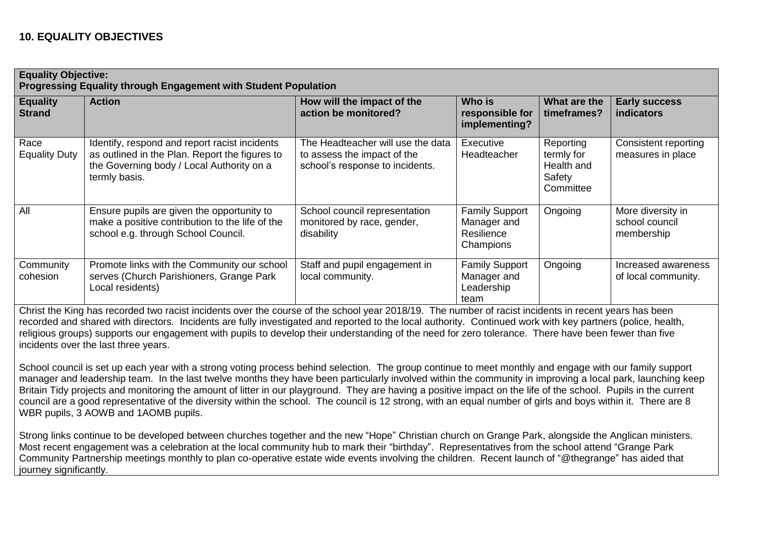## 10. EQUALITY OBJECTIVES

| **Equality Objective:**<br>**Progressing Equality through Engagement with Student Population** | | | | | |
|---|---|---|---|---|---|
| **Equality Strand** | **Action** | **How will the impact of the action be monitored?** | **Who is responsible for implementing?** | **What are the timeframes?** | **Early success indicators** |
| Race Equality Duty | Identify, respond and report racist incidents as outlined in the Plan. Report the figures to the Governing body / Local Authority on a termly basis. | The Headteacher will use the data to assess the impact of the school's response to incidents. | Executive Headteacher | Reporting termly for Health and Safety Committee | Consistent reporting measures in place |
| All | Ensure pupils are given the opportunity to make a positive contribution to the life of the school e.g. through School Council. | School council representation monitored by race, gender, disability | Family Support Manager and Resilience Champions | Ongoing | More diversity in school council membership |
| Community cohesion | Promote links with the Community our school serves (Church Parishioners, Grange Park Local residents) | Staff and pupil engagement in local community. | Family Support Manager and Leadership team | Ongoing | Increased awareness of local community. |

Christ the King has recorded two racist incidents over the course of the school year 2018/19. The number of racist incidents in recent years has been recorded and shared with directors. Incidents are fully investigated and reported to the local authority. Continued work with key partners (police, health, religious groups) supports our engagement with pupils to develop their understanding of the need for zero tolerance. There have been fewer than five incidents over the last three years.

School council is set up each year with a strong voting process behind selection. The group continue to meet monthly and engage with our family support manager and leadership team. In the last twelve months they have been particularly involved within the community in improving a local park, launching keep Britain Tidy projects and monitoring the amount of litter in our playground. They are having a positive impact on the life of the school. Pupils in the current council are a good representative of the diversity within the school. The council is 12 strong, with an equal number of girls and boys within it. There are 8 WBR pupils, 3 AOWB and 1AOMB pupils.

Strong links continue to be developed between churches together and the new "Hope" Christian church on Grange Park, alongside the Anglican ministers. Most recent engagement was a celebration at the local community hub to mark their "birthday". Representatives from the school attend "Grange Park Community Partnership meetings monthly to plan co-operative estate wide events involving the children. Recent launch of "@thegrange" has aided that journey significantly.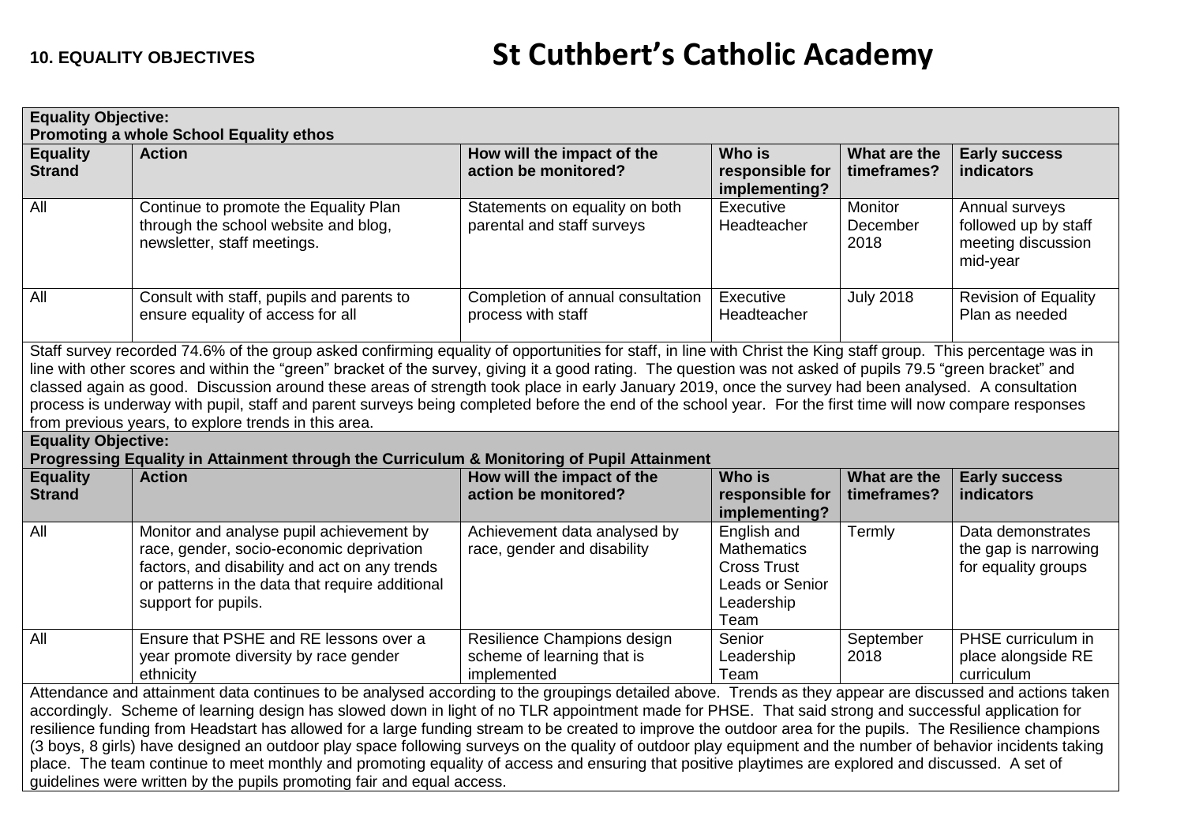**10. EQUALITY OBJECTIVES**

# St Cuthbert's Catholic Academy

**Equality Objective:**
**Promoting a whole School Equality ethos**

| Equality Strand | Action | How will the impact of the action be monitored? | Who is responsible for implementing? | What are the timeframes? | Early success indicators |
|---|---|---|---|---|---|
| All | Continue to promote the Equality Plan through the school website and blog, newsletter, staff meetings. | Statements on equality on both parental and staff surveys | Executive Headteacher | Monitor December 2018 | Annual surveys followed up by staff meeting discussion mid-year |
| All | Consult with staff, pupils and parents to ensure equality of access for all | Completion of annual consultation process with staff | Executive Headteacher | July 2018 | Revision of Equality Plan as needed |

Staff survey recorded 74.6% of the group asked confirming equality of opportunities for staff, in line with Christ the King staff group. This percentage was in line with other scores and within the "green" bracket of the survey, giving it a good rating. The question was not asked of pupils 79.5 "green bracket" and classed again as good. Discussion around these areas of strength took place in early January 2019, once the survey had been analysed. A consultation process is underway with pupil, staff and parent surveys being completed before the end of the school year. For the first time will now compare responses from previous years, to explore trends in this area.

**Equality Objective:**
**Progressing Equality in Attainment through the Curriculum & Monitoring of Pupil Attainment**

| Equality Strand | Action | How will the impact of the action be monitored? | Who is responsible for implementing? | What are the timeframes? | Early success indicators |
|---|---|---|---|---|---|
| All | Monitor and analyse pupil achievement by race, gender, socio-economic deprivation factors, and disability and act on any trends or patterns in the data that require additional support for pupils. | Achievement data analysed by race, gender and disability | English and Mathematics Cross Trust Leads or Senior Leadership Team | Termly | Data demonstrates the gap is narrowing for equality groups |
| All | Ensure that PSHE and RE lessons over a year promote diversity by race gender ethnicity | Resilience Champions design scheme of learning that is implemented | Senior Leadership Team | September 2018 | PHSE curriculum in place alongside RE curriculum |

Attendance and attainment data continues to be analysed according to the groupings detailed above. Trends as they appear are discussed and actions taken accordingly. Scheme of learning design has slowed down in light of no TLR appointment made for PHSE. That said strong and successful application for resilience funding from Headstart has allowed for a large funding stream to be created to improve the outdoor area for the pupils. The Resilience champions (3 boys, 8 girls) have designed an outdoor play space following surveys on the quality of outdoor play equipment and the number of behavior incidents taking place. The team continue to meet monthly and promoting equality of access and ensuring that positive playtimes are explored and discussed. A set of guidelines were written by the pupils promoting fair and equal access.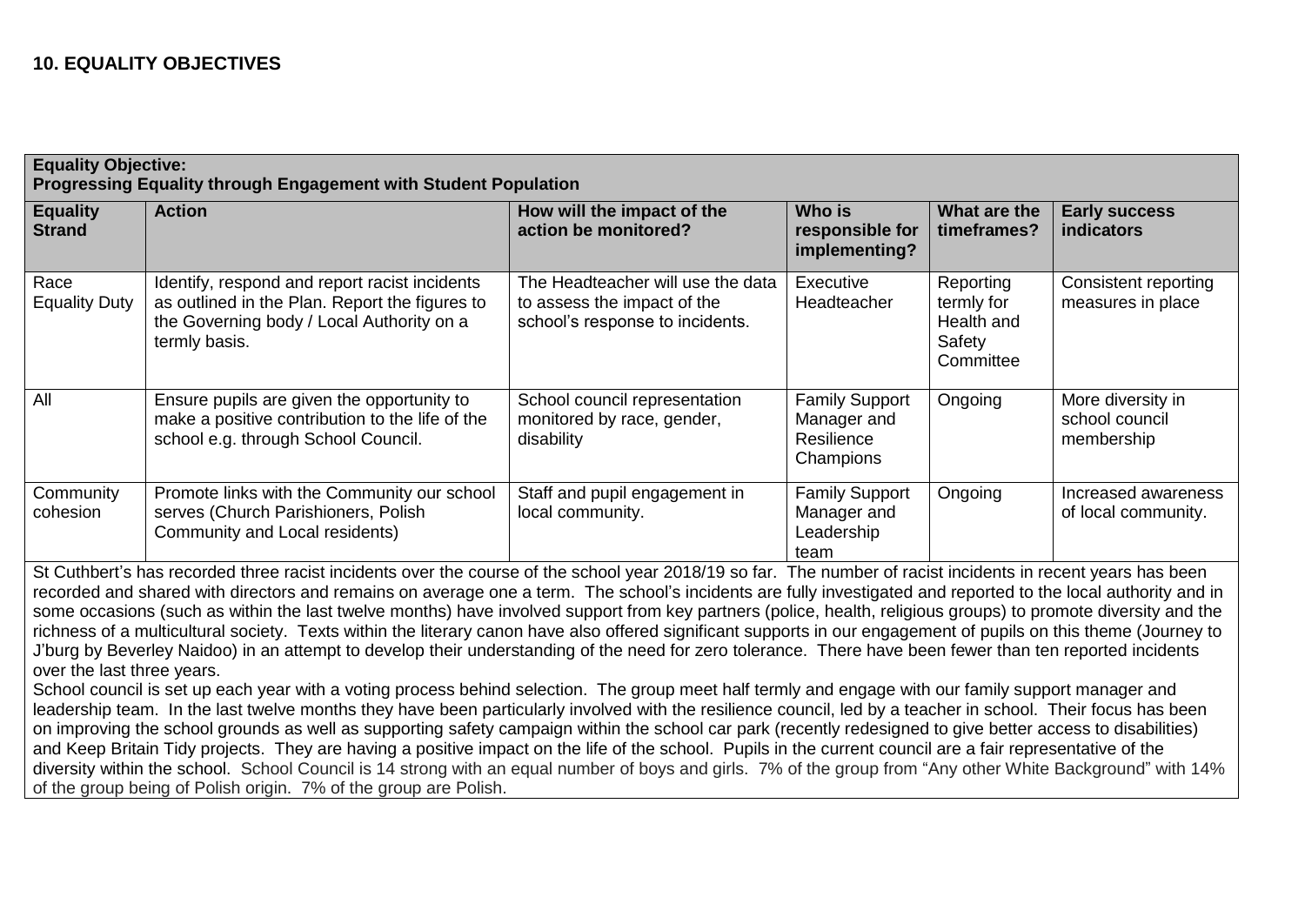## 10. EQUALITY OBJECTIVES

| **Equality Objective:**<br>**Progressing Equality through Engagement with Student Population** | | | | | |
|---|---|---|---|---|---|
| **Equality Strand** | **Action** | **How will the impact of the action be monitored?** | **Who is responsible for implementing?** | **What are the timeframes?** | **Early success indicators** |
| Race Equality Duty | Identify, respond and report racist incidents as outlined in the Plan. Report the figures to the Governing body / Local Authority on a termly basis. | The Headteacher will use the data to assess the impact of the school's response to incidents. | Executive Headteacher | Reporting termly for Health and Safety Committee | Consistent reporting measures in place |
| All | Ensure pupils are given the opportunity to make a positive contribution to the life of the school e.g. through School Council. | School council representation monitored by race, gender, disability | Family Support Manager and Resilience Champions | Ongoing | More diversity in school council membership |
| Community cohesion | Promote links with the Community our school serves (Church Parishioners, Polish Community and Local residents) | Staff and pupil engagement in local community. | Family Support Manager and Leadership team | Ongoing | Increased awareness of local community. |

St Cuthbert's has recorded three racist incidents over the course of the school year 2018/19 so far. The number of racist incidents in recent years has been recorded and shared with directors and remains on average one a term. The school's incidents are fully investigated and reported to the local authority and in some occasions (such as within the last twelve months) have involved support from key partners (police, health, religious groups) to promote diversity and the richness of a multicultural society. Texts within the literary canon have also offered significant supports in our engagement of pupils on this theme (Journey to J'burg by Beverley Naidoo) in an attempt to develop their understanding of the need for zero tolerance. There have been fewer than ten reported incidents over the last three years.

School council is set up each year with a voting process behind selection. The group meet half termly and engage with our family support manager and leadership team. In the last twelve months they have been particularly involved with the resilience council, led by a teacher in school. Their focus has been on improving the school grounds as well as supporting safety campaign within the school car park (recently redesigned to give better access to disabilities) and Keep Britain Tidy projects. They are having a positive impact on the life of the school. Pupils in the current council are a fair representative of the diversity within the school. School Council is 14 strong with an equal number of boys and girls. 7% of the group from "Any other White Background" with 14% of the group being of Polish origin. 7% of the group are Polish.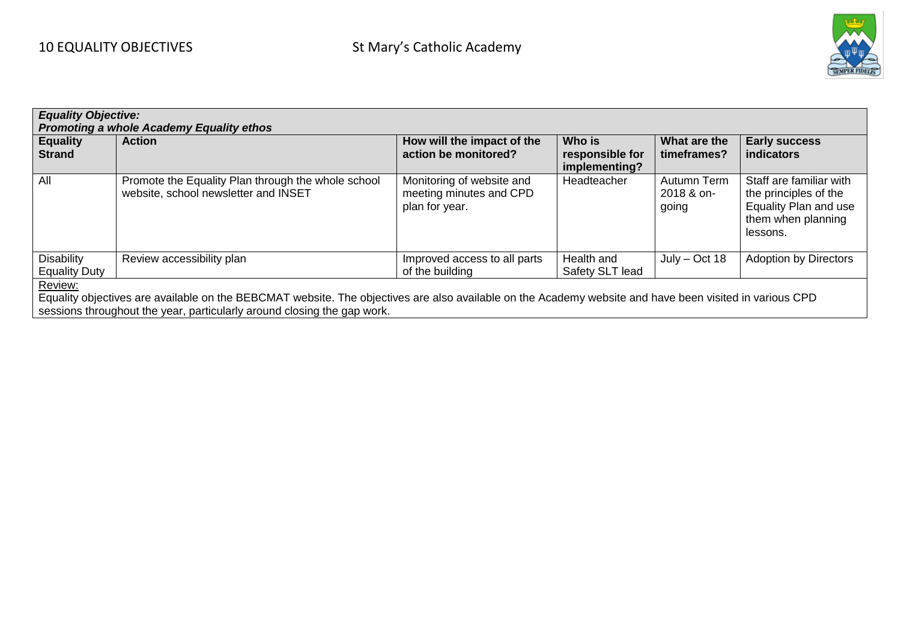## 10 EQUALITY OBJECTIVES

St Mary's Catholic Academy

| *Equality Objective: Promoting a whole Academy Equality ethos* | | | | | |
|---|---|---|---|---|---|
| **Equality Strand** | **Action** | **How will the impact of the action be monitored?** | **Who is responsible for implementing?** | **What are the timeframes?** | **Early success indicators** |
| All | Promote the Equality Plan through the whole school website, school newsletter and INSET | Monitoring of website and meeting minutes and CPD plan for year. | Headteacher | Autumn Term 2018 & on-going | Staff are familiar with the principles of the Equality Plan and use them when planning lessons. |
| Disability Equality Duty | Review accessibility plan | Improved access to all parts of the building | Health and Safety SLT lead | July – Oct 18 | Adoption by Directors |

Review:

Equality objectives are available on the BEBCMAT website. The objectives are also available on the Academy website and have been visited in various CPD sessions throughout the year, particularly around closing the gap work.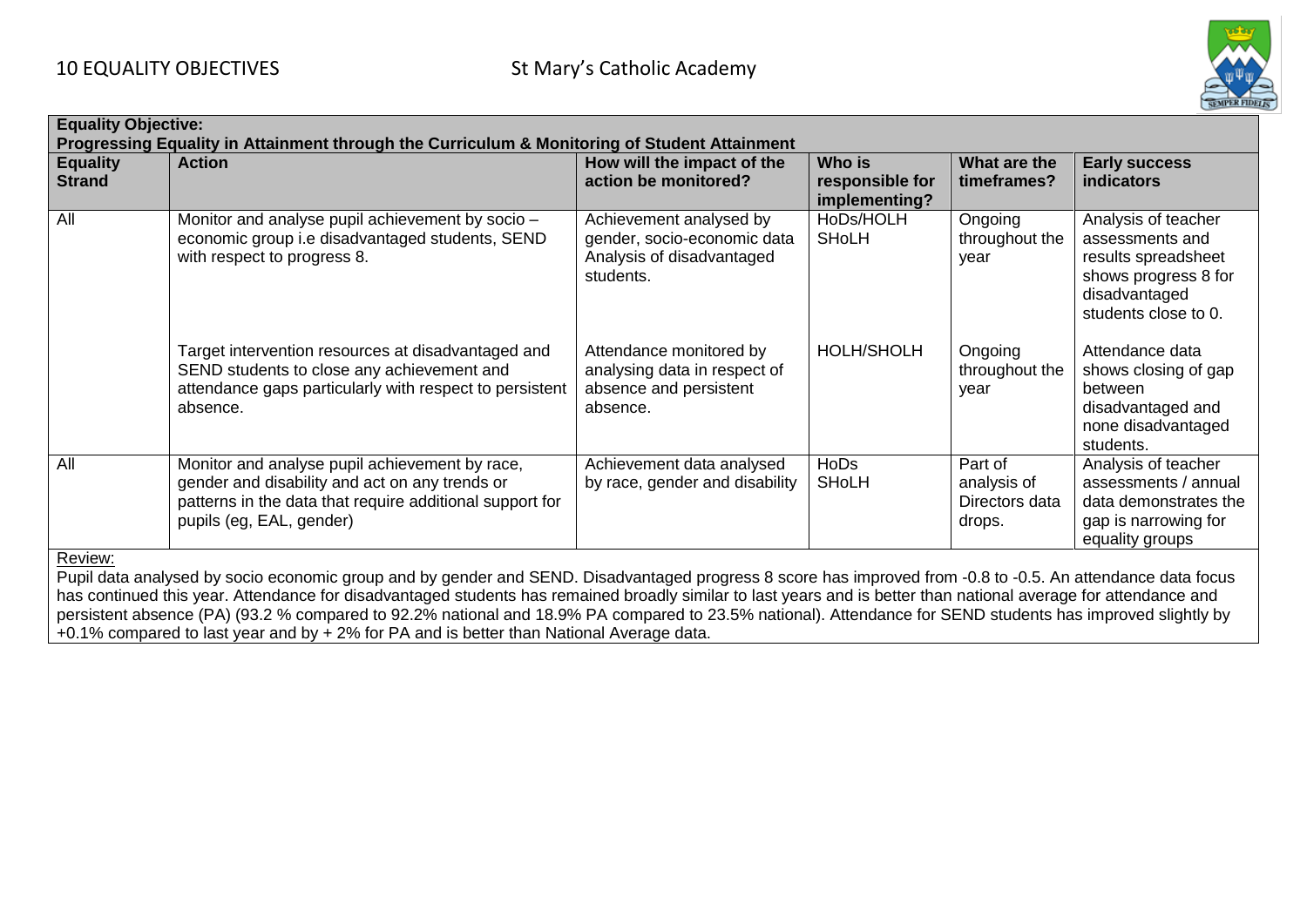# 10 EQUALITY OBJECTIVES

St Mary's Catholic Academy

**Equality Objective:**
**Progressing Equality in Attainment through the Curriculum & Monitoring of Student Attainment**

| Equality Strand | Action | How will the impact of the action be monitored? | Who is responsible for implementing? | What are the timeframes? | Early success indicators |
|---|---|---|---|---|---|
| All | Monitor and analyse pupil achievement by socio – economic group i.e disadvantaged students, SEND with respect to progress 8. | Achievement analysed by gender, socio-economic data Analysis of disadvantaged students. | HoDs/HOLH SHoLH | Ongoing throughout the year | Analysis of teacher assessments and results spreadsheet shows progress 8 for disadvantaged students close to 0. |
| | Target intervention resources at disadvantaged and SEND students to close any achievement and attendance gaps particularly with respect to persistent absence. | Attendance monitored by analysing data in respect of absence and persistent absence. | HOLH/SHOLH | Ongoing throughout the year | Attendance data shows closing of gap between disadvantaged and none disadvantaged students. |
| All | Monitor and analyse pupil achievement by race, gender and disability and act on any trends or patterns in the data that require additional support for pupils (eg, EAL, gender) | Achievement data analysed by race, gender and disability | HoDs SHoLH | Part of analysis of Directors data drops. | Analysis of teacher assessments / annual data demonstrates the gap is narrowing for equality groups |

Review:

Pupil data analysed by socio economic group and by gender and SEND. Disadvantaged progress 8 score has improved from -0.8 to -0.5. An attendance data focus has continued this year. Attendance for disadvantaged students has remained broadly similar to last years and is better than national average for attendance and persistent absence (PA) (93.2 % compared to 92.2% national and 18.9% PA compared to 23.5% national). Attendance for SEND students has improved slightly by +0.1% compared to last year and by + 2% for PA and is better than National Average data.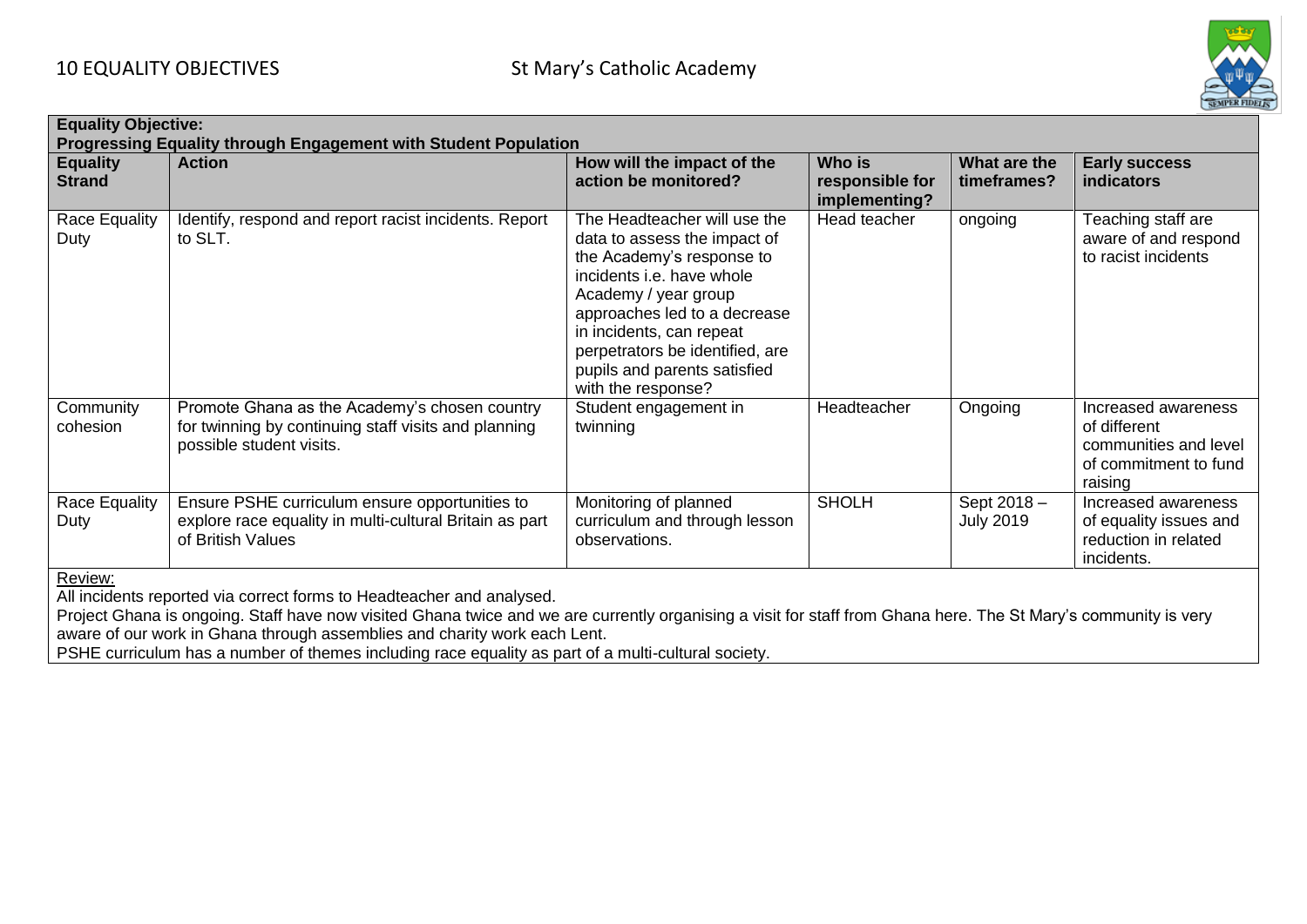10 EQUALITY OBJECTIVES St Mary's Catholic Academy

**Equality Objective:**
**Progressing Equality through Engagement with Student Population**

| Equality Strand | Action | How will the impact of the action be monitored? | Who is responsible for implementing? | What are the timeframes? | Early success indicators |
|---|---|---|---|---|---|
| Race Equality Duty | Identify, respond and report racist incidents. Report to SLT. | The Headteacher will use the data to assess the impact of the Academy's response to incidents i.e. have whole Academy / year group approaches led to a decrease in incidents, can repeat perpetrators be identified, are pupils and parents satisfied with the response? | Head teacher | ongoing | Teaching staff are aware of and respond to racist incidents |
| Community cohesion | Promote Ghana as the Academy's chosen country for twinning by continuing staff visits and planning possible student visits. | Student engagement in twinning | Headteacher | Ongoing | Increased awareness of different communities and level of commitment to fund raising |
| Race Equality Duty | Ensure PSHE curriculum ensure opportunities to explore race equality in multi-cultural Britain as part of British Values | Monitoring of planned curriculum and through lesson observations. | SHOLH | Sept 2018 – July 2019 | Increased awareness of equality issues and reduction in related incidents. |

Review:
All incidents reported via correct forms to Headteacher and analysed.
Project Ghana is ongoing. Staff have now visited Ghana twice and we are currently organising a visit for staff from Ghana here. The St Mary's community is very aware of our work in Ghana through assemblies and charity work each Lent.
PSHE curriculum has a number of themes including race equality as part of a multi-cultural society.